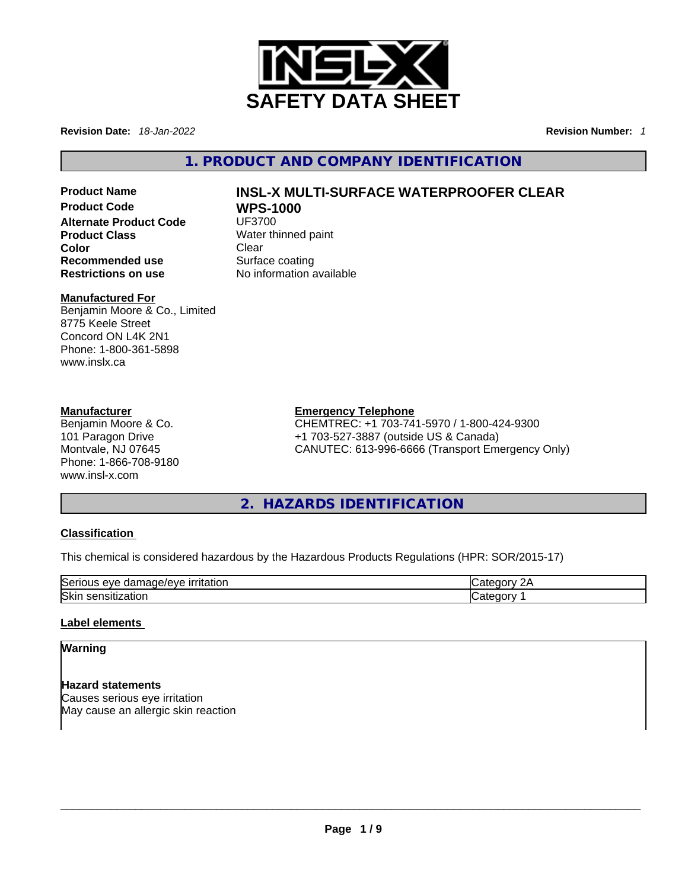# SAFETY DATA SHEET

**Revision Date:** *18-Jan-2022* **Revision Number:** *1*

## 1. PRODUCT AND COMPANY IDENTIFICATION

| | |
|---|---|
| **Product Name** | **INSL-X MULTI-SURFACE WATERPROOFER CLEAR** |
| **Product Code** | **WPS-1000** |
| **Alternate Product Code** | UF3700 |
| **Product Class** | Water thinned paint |
| **Color** | Clear |
| **Recommended use** | Surface coating |
| **Restrictions on use** | No information available |

**Manufactured For**
Benjamin Moore & Co., Limited
8775 Keele Street
Concord ON L4K 2N1
Phone: 1-800-361-5898
www.inslx.ca

**Manufacturer**
Benjamin Moore & Co.
101 Paragon Drive
Montvale, NJ 07645
Phone: 1-866-708-9180
www.insl-x.com

**Emergency Telephone**
CHEMTREC: +1 703-741-5970 / 1-800-424-9300
+1 703-527-3887 (outside US & Canada)
CANUTEC: 613-996-6666 (Transport Emergency Only)

## 2. HAZARDS IDENTIFICATION

**Classification**

This chemical is considered hazardous by the Hazardous Products Regulations (HPR: SOR/2015-17)

| | |
|---|---|
| Serious eye damage/eye irritation | Category 2A |
| Skin sensitization | Category 1 |

**Label elements**

**Warning**

**Hazard statements**
Causes serious eye irritation
May cause an allergic skin reaction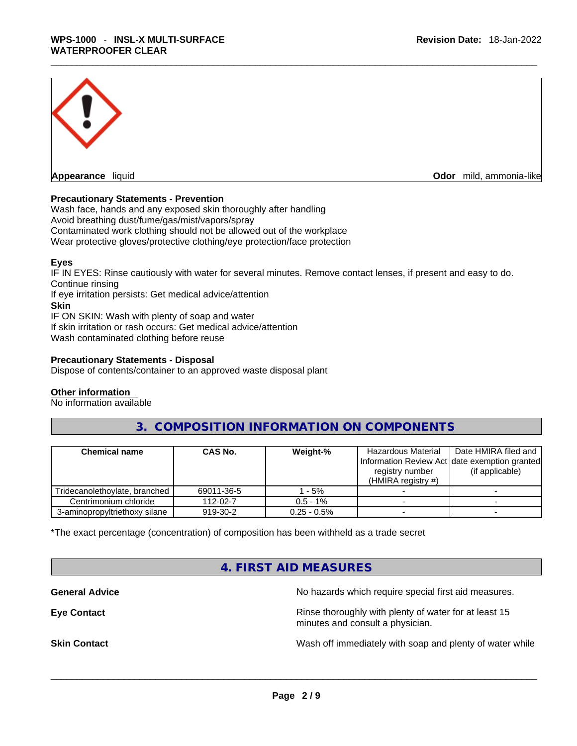**Appearance** liquid **Odor** mild, ammonia-like

**Precautionary Statements - Prevention**

Wash face, hands and any exposed skin thoroughly after handling
Avoid breathing dust/fume/gas/mist/vapors/spray
Contaminated work clothing should not be allowed out of the workplace
Wear protective gloves/protective clothing/eye protection/face protection

**Eyes**

IF IN EYES: Rinse cautiously with water for several minutes. Remove contact lenses, if present and easy to do. Continue rinsing
If eye irritation persists: Get medical advice/attention

**Skin**

IF ON SKIN: Wash with plenty of soap and water
If skin irritation or rash occurs: Get medical advice/attention
Wash contaminated clothing before reuse

**Precautionary Statements - Disposal**

Dispose of contents/container to an approved waste disposal plant

**Other information**

No information available

## 3. COMPOSITION INFORMATION ON COMPONENTS

| Chemical name | CAS No. | Weight-% | Hazardous Material Information Review Act registry number (HMIRA registry #) | Date HMIRA filed and date exemption granted (if applicable) |
|---|---|---|---|---|
| Tridecanolethoylate, branched | 69011-36-5 | 1 - 5% | - | - |
| Centrimonium chloride | 112-02-7 | 0.5 - 1% | - | - |
| 3-aminopropyltriethoxy silane | 919-30-2 | 0.25 - 0.5% | - | - |

*The exact percentage (concentration) of composition has been withheld as a trade secret

## 4. FIRST AID MEASURES

**General Advice** No hazards which require special first aid measures.

**Eye Contact** Rinse thoroughly with plenty of water for at least 15 minutes and consult a physician.

**Skin Contact** Wash off immediately with soap and plenty of water while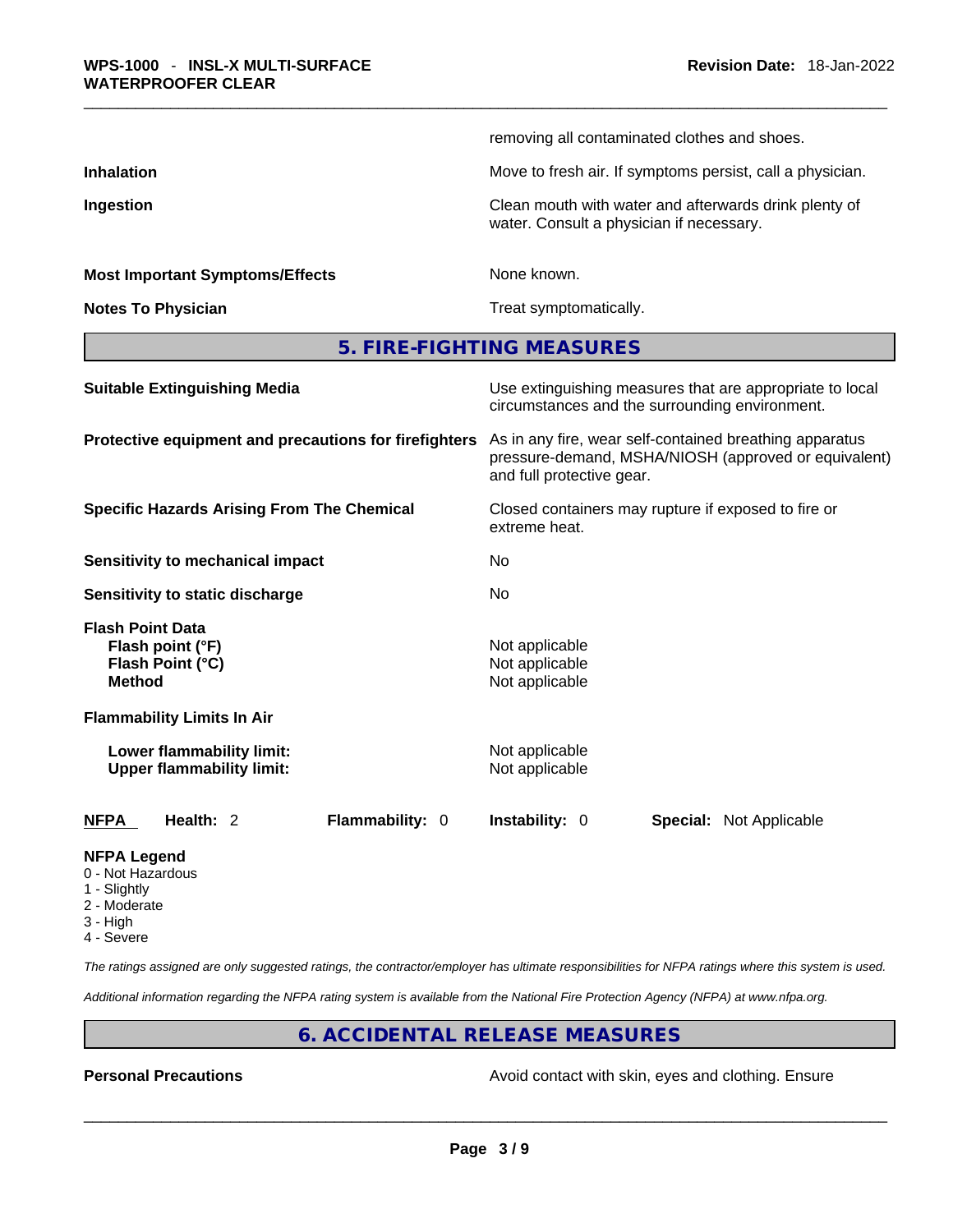removing all contaminated clothes and shoes.

| | |
|---|---|
| **Inhalation** | Move to fresh air. If symptoms persist, call a physician. |
| **Ingestion** | Clean mouth with water and afterwards drink plenty of water. Consult a physician if necessary. |
| **Most Important Symptoms/Effects** | None known. |
| **Notes To Physician** | Treat symptomatically. |

## 5. FIRE-FIGHTING MEASURES

| | |
|---|---|
| **Suitable Extinguishing Media** | Use extinguishing measures that are appropriate to local circumstances and the surrounding environment. |
| **Protective equipment and precautions for firefighters** | As in any fire, wear self-contained breathing apparatus pressure-demand, MSHA/NIOSH (approved or equivalent) and full protective gear. |
| **Specific Hazards Arising From The Chemical** | Closed containers may rupture if exposed to fire or extreme heat. |
| **Sensitivity to mechanical impact** | No |
| **Sensitivity to static discharge** | No |

**Flash Point Data**

| | |
|---|---|
| **Flash point (°F)** | Not applicable |
| **Flash Point (°C)** | Not applicable |
| **Method** | Not applicable |

**Flammability Limits In Air**

| | |
|---|---|
| **Lower flammability limit:** | Not applicable |
| **Upper flammability limit:** | Not applicable |

| **NFPA** | **Health:** 2 | **Flammability:** 0 | **Instability:** 0 | **Special:** Not Applicable |
|---|---|---|---|---|

**NFPA Legend**
0 - Not Hazardous
1 - Slightly
2 - Moderate
3 - High
4 - Severe

*The ratings assigned are only suggested ratings, the contractor/employer has ultimate responsibilities for NFPA ratings where this system is used.*

*Additional information regarding the NFPA rating system is available from the National Fire Protection Agency (NFPA) at www.nfpa.org.*

## 6. ACCIDENTAL RELEASE MEASURES

| | |
|---|---|
| **Personal Precautions** | Avoid contact with skin, eyes and clothing. Ensure |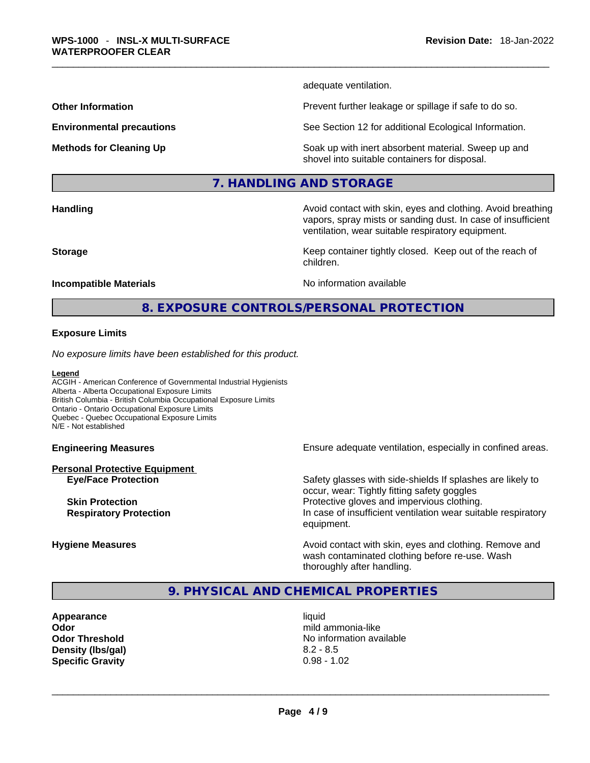adequate ventilation.

| | |
|---|---|
| **Other Information** | Prevent further leakage or spillage if safe to do so. |
| **Environmental precautions** | See Section 12 for additional Ecological Information. |
| **Methods for Cleaning Up** | Soak up with inert absorbent material. Sweep up and shovel into suitable containers for disposal. |

## 7. HANDLING AND STORAGE

| | |
|---|---|
| **Handling** | Avoid contact with skin, eyes and clothing. Avoid breathing vapors, spray mists or sanding dust. In case of insufficient ventilation, wear suitable respiratory equipment. |
| **Storage** | Keep container tightly closed. Keep out of the reach of children. |
| **Incompatible Materials** | No information available |

## 8. EXPOSURE CONTROLS/PERSONAL PROTECTION

### Exposure Limits

*No exposure limits have been established for this product.*

**Legend**
ACGIH - American Conference of Governmental Industrial Hygienists
Alberta - Alberta Occupational Exposure Limits
British Columbia - British Columbia Occupational Exposure Limits
Ontario - Ontario Occupational Exposure Limits
Quebec - Quebec Occupational Exposure Limits
N/E - Not established

| | |
|---|---|
| **Engineering Measures** | Ensure adequate ventilation, especially in confined areas. |
| **Personal Protective Equipment** | |
| **Eye/Face Protection** | Safety glasses with side-shields If splashes are likely to occur, wear: Tightly fitting safety goggles |
| **Skin Protection** | Protective gloves and impervious clothing. |
| **Respiratory Protection** | In case of insufficient ventilation wear suitable respiratory equipment. |
| **Hygiene Measures** | Avoid contact with skin, eyes and clothing. Remove and wash contaminated clothing before re-use. Wash thoroughly after handling. |

## 9. PHYSICAL AND CHEMICAL PROPERTIES

| | |
|---|---|
| **Appearance** | liquid |
| **Odor** | mild ammonia-like |
| **Odor Threshold** | No information available |
| **Density (lbs/gal)** | 8.2 - 8.5 |
| **Specific Gravity** | 0.98 - 1.02 |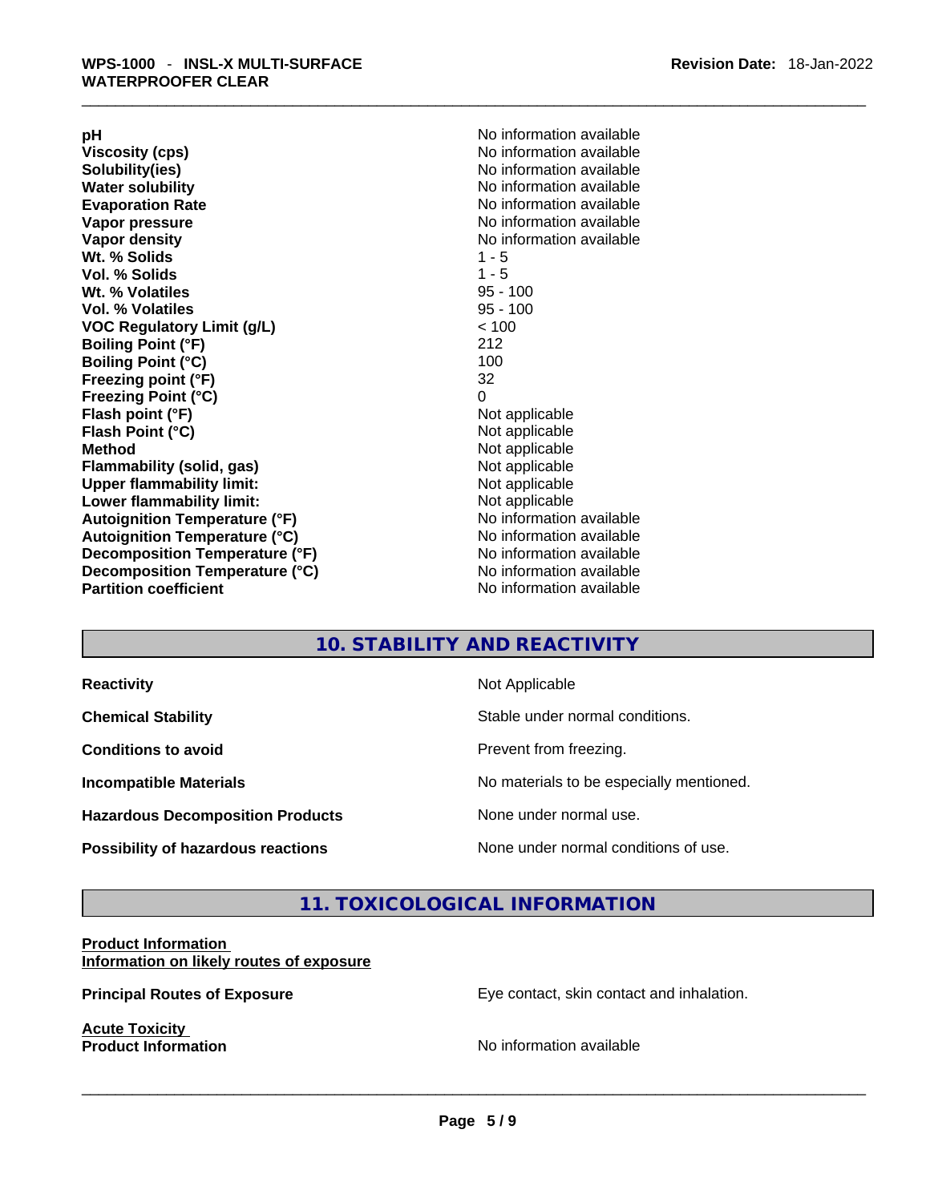| | |
|---|---|
| **pH** | No information available |
| **Viscosity (cps)** | No information available |
| **Solubility(ies)** | No information available |
| **Water solubility** | No information available |
| **Evaporation Rate** | No information available |
| **Vapor pressure** | No information available |
| **Vapor density** | No information available |
| **Wt. % Solids** | 1 - 5 |
| **Vol. % Solids** | 1 - 5 |
| **Wt. % Volatiles** | 95 - 100 |
| **Vol. % Volatiles** | 95 - 100 |
| **VOC Regulatory Limit (g/L)** | < 100 |
| **Boiling Point (°F)** | 212 |
| **Boiling Point (°C)** | 100 |
| **Freezing point (°F)** | 32 |
| **Freezing Point (°C)** | 0 |
| **Flash point (°F)** | Not applicable |
| **Flash Point (°C)** | Not applicable |
| **Method** | Not applicable |
| **Flammability (solid, gas)** | Not applicable |
| **Upper flammability limit:** | Not applicable |
| **Lower flammability limit:** | Not applicable |
| **Autoignition Temperature (°F)** | No information available |
| **Autoignition Temperature (°C)** | No information available |
| **Decomposition Temperature (°F)** | No information available |
| **Decomposition Temperature (°C)** | No information available |
| **Partition coefficient** | No information available |

## 10. STABILITY AND REACTIVITY

| | |
|---|---|
| **Reactivity** | Not Applicable |
| **Chemical Stability** | Stable under normal conditions. |
| **Conditions to avoid** | Prevent from freezing. |
| **Incompatible Materials** | No materials to be especially mentioned. |
| **Hazardous Decomposition Products** | None under normal use. |
| **Possibility of hazardous reactions** | None under normal conditions of use. |

## 11. TOXICOLOGICAL INFORMATION

**Product Information**
**Information on likely routes of exposure**

**Principal Routes of Exposure** — Eye contact, skin contact and inhalation.

**Acute Toxicity**
**Product Information** — No information available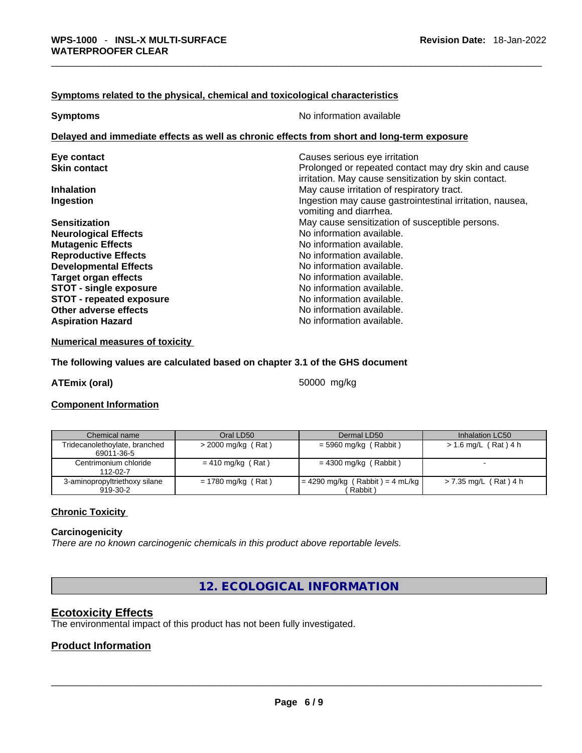### Symptoms related to the physical, chemical and toxicological characteristics

**Symptoms** No information available

### Delayed and immediate effects as well as chronic effects from short and long-term exposure

**Eye contact** Causes serious eye irritation

**Skin contact** Prolonged or repeated contact may dry skin and cause irritation. May cause sensitization by skin contact.

**Inhalation** May cause irritation of respiratory tract.

**Ingestion** Ingestion may cause gastrointestinal irritation, nausea, vomiting and diarrhea.

**Sensitization** May cause sensitization of susceptible persons.

**Neurological Effects** No information available.

**Mutagenic Effects** No information available.

**Reproductive Effects** No information available.

**Developmental Effects** No information available.

**Target organ effects** No information available.

**STOT - single exposure** No information available.

**STOT - repeated exposure** No information available.

**Other adverse effects** No information available.

**Aspiration Hazard** No information available.

### Numerical measures of toxicity

**The following values are calculated based on chapter 3.1 of the GHS document**

**ATEmix (oral)** 50000 mg/kg

### Component Information

| Chemical name | Oral LD50 | Dermal LD50 | Inhalation LC50 |
|---|---|---|---|
| Tridecanolethoylate, branched 69011-36-5 | > 2000 mg/kg ( Rat ) | = 5960 mg/kg ( Rabbit ) | > 1.6 mg/L ( Rat ) 4 h |
| Centrimonium chloride 112-02-7 | = 410 mg/kg ( Rat ) | = 4300 mg/kg ( Rabbit ) | - |
| 3-aminopropyltriethoxy silane 919-30-2 | = 1780 mg/kg ( Rat ) | = 4290 mg/kg ( Rabbit ) = 4 mL/kg ( Rabbit ) | > 7.35 mg/L ( Rat ) 4 h |

### Chronic Toxicity

**Carcinogenicity**

*There are no known carcinogenic chemicals in this product above reportable levels.*

## 12. ECOLOGICAL INFORMATION

### Ecotoxicity Effects

The environmental impact of this product has not been fully investigated.

### Product Information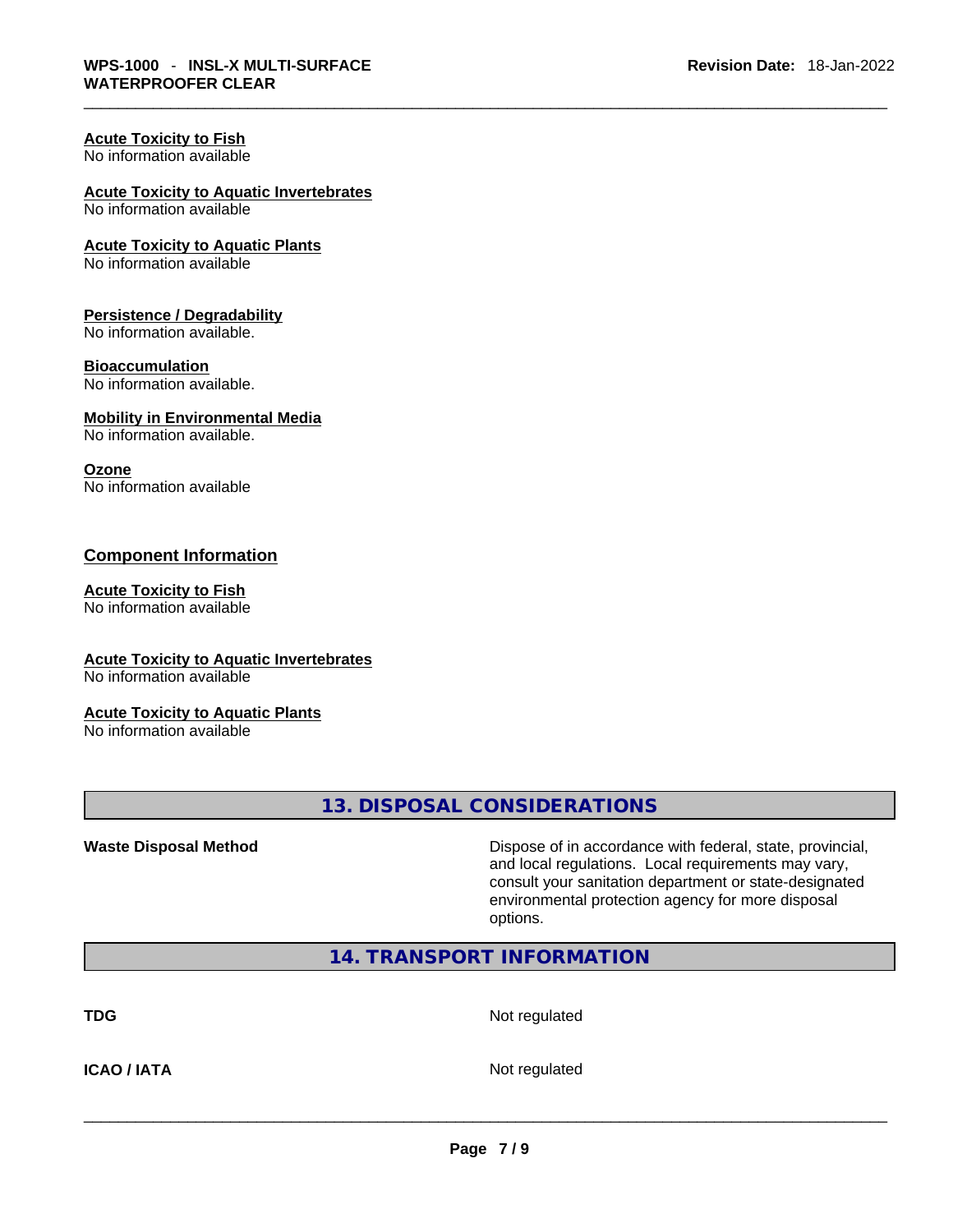**Acute Toxicity to Fish**
No information available

**Acute Toxicity to Aquatic Invertebrates**
No information available

**Acute Toxicity to Aquatic Plants**
No information available

**Persistence / Degradability**
No information available.

**Bioaccumulation**
No information available.

**Mobility in Environmental Media**
No information available.

**Ozone**
No information available

## Component Information

**Acute Toxicity to Fish**
No information available

**Acute Toxicity to Aquatic Invertebrates**
No information available

**Acute Toxicity to Aquatic Plants**
No information available

## 13. DISPOSAL CONSIDERATIONS

**Waste Disposal Method** — Dispose of in accordance with federal, state, provincial, and local regulations. Local requirements may vary, consult your sanitation department or state-designated environmental protection agency for more disposal options.

## 14. TRANSPORT INFORMATION

**TDG** — Not regulated

**ICAO / IATA** — Not regulated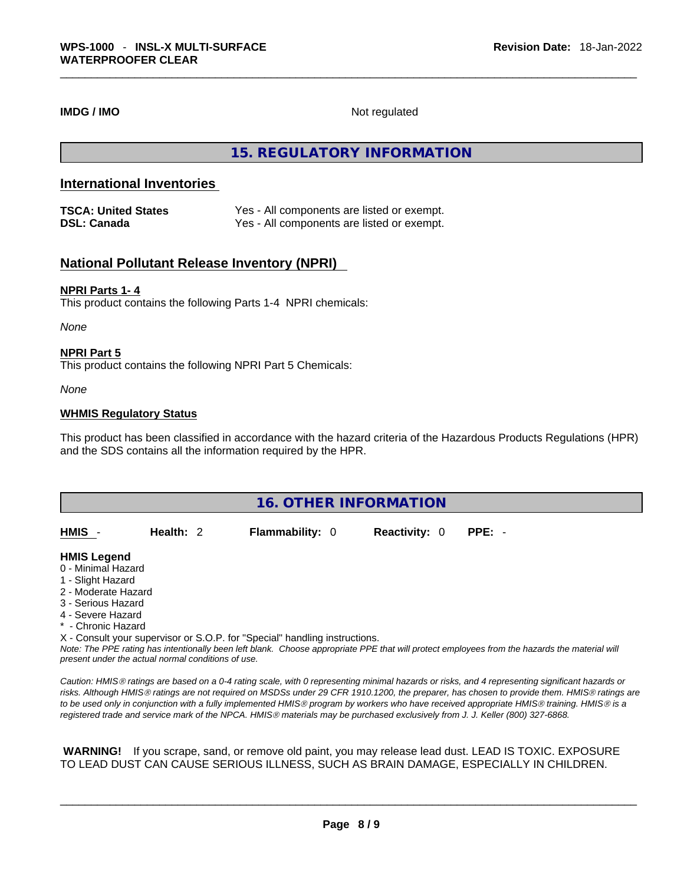**IMDG / IMO** Not regulated

## 15. REGULATORY INFORMATION

### International Inventories

| | |
|---|---|
| **TSCA: United States** | Yes - All components are listed or exempt. |
| **DSL: Canada** | Yes - All components are listed or exempt. |

### National Pollutant Release Inventory (NPRI)

**NPRI Parts 1- 4**

This product contains the following Parts 1-4 NPRI chemicals:

*None*

**NPRI Part 5**

This product contains the following NPRI Part 5 Chemicals:

*None*

**WHMIS Regulatory Status**

This product has been classified in accordance with the hazard criteria of the Hazardous Products Regulations (HPR) and the SDS contains all the information required by the HPR.

## 16. OTHER INFORMATION

| **HMIS** - | **Health:** 2 | **Flammability:** 0 | **Reactivity:** 0 | **PPE:** - |
|---|---|---|---|---|

**HMIS Legend**

0 - Minimal Hazard
1 - Slight Hazard
2 - Moderate Hazard
3 - Serious Hazard
4 - Severe Hazard
* - Chronic Hazard
X - Consult your supervisor or S.O.P. for "Special" handling instructions.

*Note: The PPE rating has intentionally been left blank. Choose appropriate PPE that will protect employees from the hazards the material will present under the actual normal conditions of use.*

*Caution: HMIS® ratings are based on a 0-4 rating scale, with 0 representing minimal hazards or risks, and 4 representing significant hazards or risks. Although HMIS® ratings are not required on MSDSs under 29 CFR 1910.1200, the preparer, has chosen to provide them. HMIS® ratings are to be used only in conjunction with a fully implemented HMIS® program by workers who have received appropriate HMIS® training. HMIS® is a registered trade and service mark of the NPCA. HMIS® materials may be purchased exclusively from J. J. Keller (800) 327-6868.*

**WARNING!** If you scrape, sand, or remove old paint, you may release lead dust. LEAD IS TOXIC. EXPOSURE TO LEAD DUST CAN CAUSE SERIOUS ILLNESS, SUCH AS BRAIN DAMAGE, ESPECIALLY IN CHILDREN.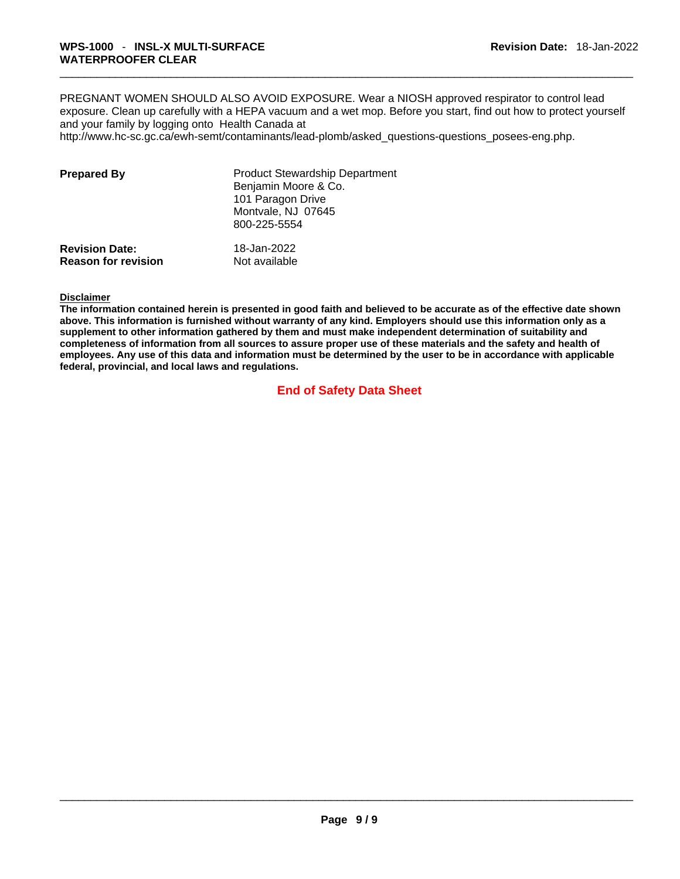PREGNANT WOMEN SHOULD ALSO AVOID EXPOSURE. Wear a NIOSH approved respirator to control lead exposure. Clean up carefully with a HEPA vacuum and a wet mop. Before you start, find out how to protect yourself and your family by logging onto Health Canada at http://www.hc-sc.gc.ca/ewh-semt/contaminants/lead-plomb/asked_questions-questions_posees-eng.php.

| | |
|---|---|
| **Prepared By** | Product Stewardship Department<br>Benjamin Moore & Co.<br>101 Paragon Drive<br>Montvale, NJ 07645<br>800-225-5554 |
| **Revision Date:** | 18-Jan-2022 |
| **Reason for revision** | Not available |

**Disclaimer**

**The information contained herein is presented in good faith and believed to be accurate as of the effective date shown above. This information is furnished without warranty of any kind. Employers should use this information only as a supplement to other information gathered by them and must make independent determination of suitability and completeness of information from all sources to assure proper use of these materials and the safety and health of employees. Any use of this data and information must be determined by the user to be in accordance with applicable federal, provincial, and local laws and regulations.**

**End of Safety Data Sheet**